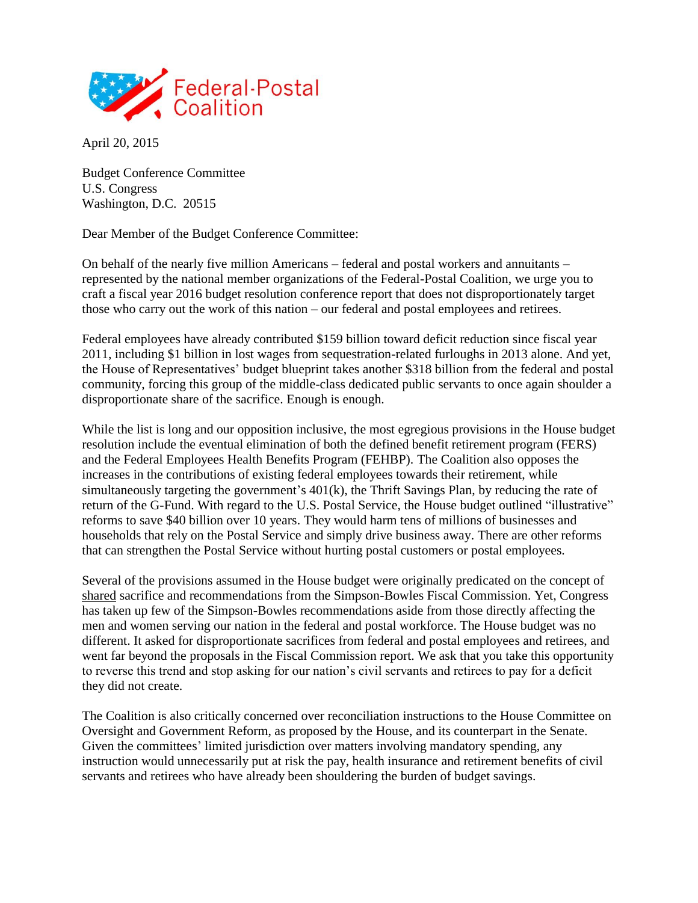Federal-Postal Coalition

April 20, 2015

Budget Conference Committee
U.S. Congress
Washington, D.C. 20515

Dear Member of the Budget Conference Committee:

On behalf of the nearly five million Americans – federal and postal workers and annuitants – represented by the national member organizations of the Federal-Postal Coalition, we urge you to craft a fiscal year 2016 budget resolution conference report that does not disproportionately target those who carry out the work of this nation – our federal and postal employees and retirees.

Federal employees have already contributed $159 billion toward deficit reduction since fiscal year 2011, including $1 billion in lost wages from sequestration-related furloughs in 2013 alone. And yet, the House of Representatives' budget blueprint takes another $318 billion from the federal and postal community, forcing this group of the middle-class dedicated public servants to once again shoulder a disproportionate share of the sacrifice. Enough is enough.

While the list is long and our opposition inclusive, the most egregious provisions in the House budget resolution include the eventual elimination of both the defined benefit retirement program (FERS) and the Federal Employees Health Benefits Program (FEHBP). The Coalition also opposes the increases in the contributions of existing federal employees towards their retirement, while simultaneously targeting the government's 401(k), the Thrift Savings Plan, by reducing the rate of return of the G-Fund. With regard to the U.S. Postal Service, the House budget outlined "illustrative" reforms to save $40 billion over 10 years. They would harm tens of millions of businesses and households that rely on the Postal Service and simply drive business away. There are other reforms that can strengthen the Postal Service without hurting postal customers or postal employees.

Several of the provisions assumed in the House budget were originally predicated on the concept of <u>shared</u> sacrifice and recommendations from the Simpson-Bowles Fiscal Commission. Yet, Congress has taken up few of the Simpson-Bowles recommendations aside from those directly affecting the men and women serving our nation in the federal and postal workforce. The House budget was no different. It asked for disproportionate sacrifices from federal and postal employees and retirees, and went far beyond the proposals in the Fiscal Commission report. We ask that you take this opportunity to reverse this trend and stop asking for our nation's civil servants and retirees to pay for a deficit they did not create.

The Coalition is also critically concerned over reconciliation instructions to the House Committee on Oversight and Government Reform, as proposed by the House, and its counterpart in the Senate. Given the committees' limited jurisdiction over matters involving mandatory spending, any instruction would unnecessarily put at risk the pay, health insurance and retirement benefits of civil servants and retirees who have already been shouldering the burden of budget savings.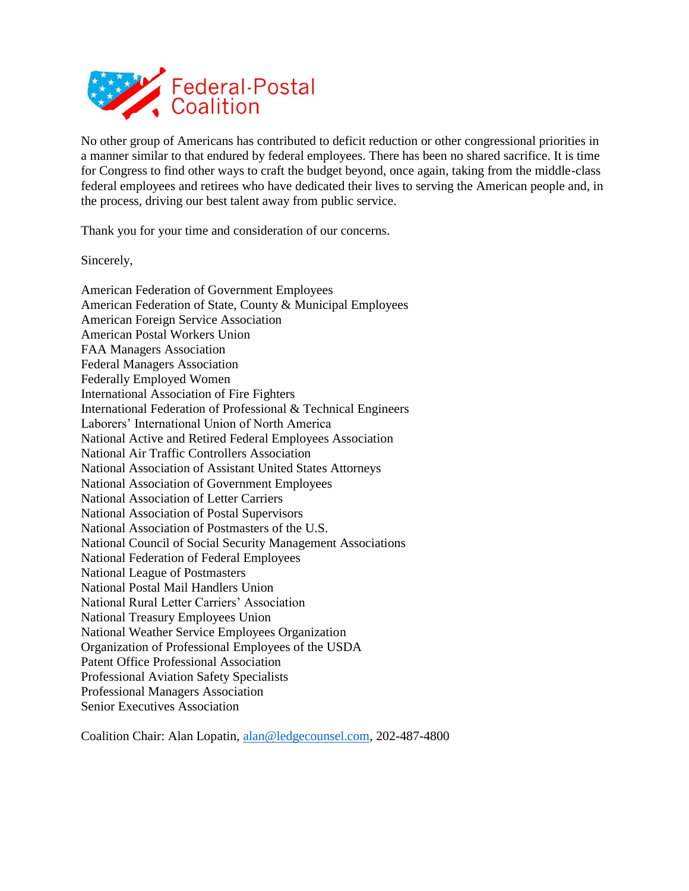Federal-Postal Coalition

No other group of Americans has contributed to deficit reduction or other congressional priorities in a manner similar to that endured by federal employees. There has been no shared sacrifice. It is time for Congress to find other ways to craft the budget beyond, once again, taking from the middle-class federal employees and retirees who have dedicated their lives to serving the American people and, in the process, driving our best talent away from public service.

Thank you for your time and consideration of our concerns.

Sincerely,

American Federation of Government Employees
American Federation of State, County & Municipal Employees
American Foreign Service Association
American Postal Workers Union
FAA Managers Association
Federal Managers Association
Federally Employed Women
International Association of Fire Fighters
International Federation of Professional & Technical Engineers
Laborers' International Union of North America
National Active and Retired Federal Employees Association
National Air Traffic Controllers Association
National Association of Assistant United States Attorneys
National Association of Government Employees
National Association of Letter Carriers
National Association of Postal Supervisors
National Association of Postmasters of the U.S.
National Council of Social Security Management Associations
National Federation of Federal Employees
National League of Postmasters
National Postal Mail Handlers Union
National Rural Letter Carriers' Association
National Treasury Employees Union
National Weather Service Employees Organization
Organization of Professional Employees of the USDA
Patent Office Professional Association
Professional Aviation Safety Specialists
Professional Managers Association
Senior Executives Association

Coalition Chair: Alan Lopatin, alan@ledgecounsel.com, 202-487-4800